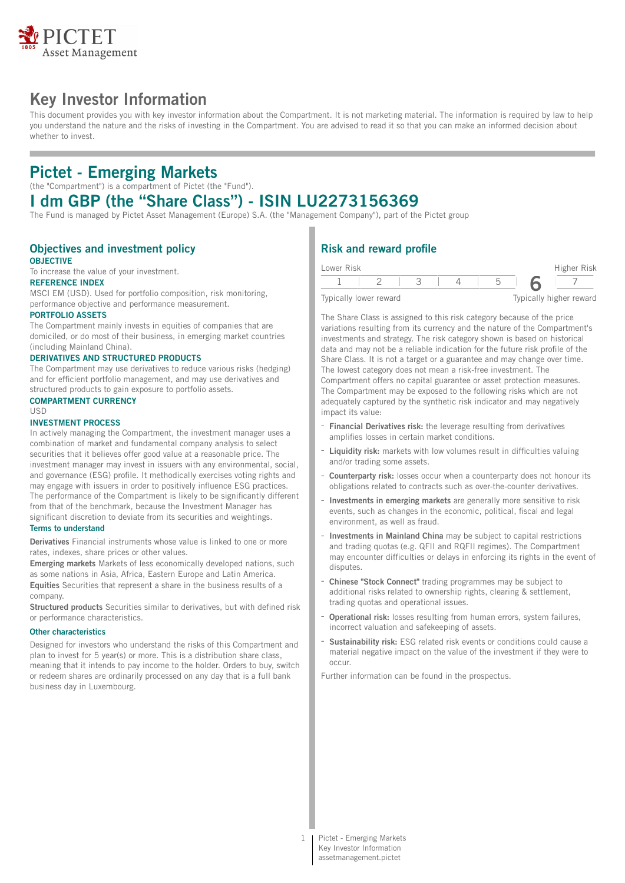# Key Investor Information

This document provides you with key investor information about the Compartment. It is not marketing material. The information is required by law to help you understand the nature and the risks of investing in the Compartment. You are advised to read it so that you can make an informed decision about whether to invest.

# Pictet - Emerging Markets

(the "Compartment") is a compartment of Pictet (the "Fund").

# I dm GBP (the “Share Class”) - ISIN LU2273156369

The Fund is managed by Pictet Asset Management (Europe) S.A. (the "Management Company"), part of the Pictet group

## Objectives and investment policy

**OBJECTIVE**

To increase the value of your investment.

**REFERENCE INDEX**

MSCI EM (USD). Used for portfolio composition, risk monitoring, performance objective and performance measurement.

**PORTFOLIO ASSETS**

The Compartment mainly invests in equities of companies that are domiciled, or do most of their business, in emerging market countries (including Mainland China).

**DERIVATIVES AND STRUCTURED PRODUCTS**

The Compartment may use derivatives to reduce various risks (hedging) and for efficient portfolio management, and may use derivatives and structured products to gain exposure to portfolio assets.

**COMPARTMENT CURRENCY**

USD

**INVESTMENT PROCESS**

In actively managing the Compartment, the investment manager uses a combination of market and fundamental company analysis to select securities that it believes offer good value at a reasonable price. The investment manager may invest in issuers with any environmental, social, and governance (ESG) profile. It methodically exercises voting rights and may engage with issuers in order to positively influence ESG practices. The performance of the Compartment is likely to be significantly different from that of the benchmark, because the Investment Manager has significant discretion to deviate from its securities and weightings.

### Terms to understand

**Derivatives** Financial instruments whose value is linked to one or more rates, indexes, share prices or other values.

**Emerging markets** Markets of less economically developed nations, such as some nations in Asia, Africa, Eastern Europe and Latin America.

**Equities** Securities that represent a share in the business results of a company.

**Structured products** Securities similar to derivatives, but with defined risk or performance characteristics.

### Other characteristics

Designed for investors who understand the risks of this Compartment and plan to invest for 5 year(s) or more. This is a distribution share class, meaning that it intends to pay income to the holder. Orders to buy, switch or redeem shares are ordinarily processed on any day that is a full bank business day in Luxembourg.

## Risk and reward profile

| Lower Risk | | | | | | Higher Risk |
|---|---|---|---|---|---|---|
| 1 | 2 | 3 | 4 | 5 | **6** | 7 |
| Typically lower reward | | | | | | Typically higher reward |

The Share Class is assigned to this risk category because of the price variations resulting from its currency and the nature of the Compartment's investments and strategy. The risk category shown is based on historical data and may not be a reliable indication for the future risk profile of the Share Class. It is not a target or a guarantee and may change over time. The lowest category does not mean a risk-free investment. The Compartment offers no capital guarantee or asset protection measures. The Compartment may be exposed to the following risks which are not adequately captured by the synthetic risk indicator and may negatively impact its value:

- **Financial Derivatives risk:** the leverage resulting from derivatives amplifies losses in certain market conditions.
- **Liquidity risk:** markets with low volumes result in difficulties valuing and/or trading some assets.
- **Counterparty risk:** losses occur when a counterparty does not honour its obligations related to contracts such as over-the-counter derivatives.
- **Investments in emerging markets** are generally more sensitive to risk events, such as changes in the economic, political, fiscal and legal environment, as well as fraud.
- **Investments in Mainland China** may be subject to capital restrictions and trading quotas (e.g. QFII and RQFII regimes). The Compartment may encounter difficulties or delays in enforcing its rights in the event of disputes.
- **Chinese "Stock Connect"** trading programmes may be subject to additional risks related to ownership rights, clearing & settlement, trading quotas and operational issues.
- **Operational risk:** losses resulting from human errors, system failures, incorrect valuation and safekeeping of assets.
- **Sustainability risk:** ESG related risk events or conditions could cause a material negative impact on the value of the investment if they were to occur.

Further information can be found in the prospectus.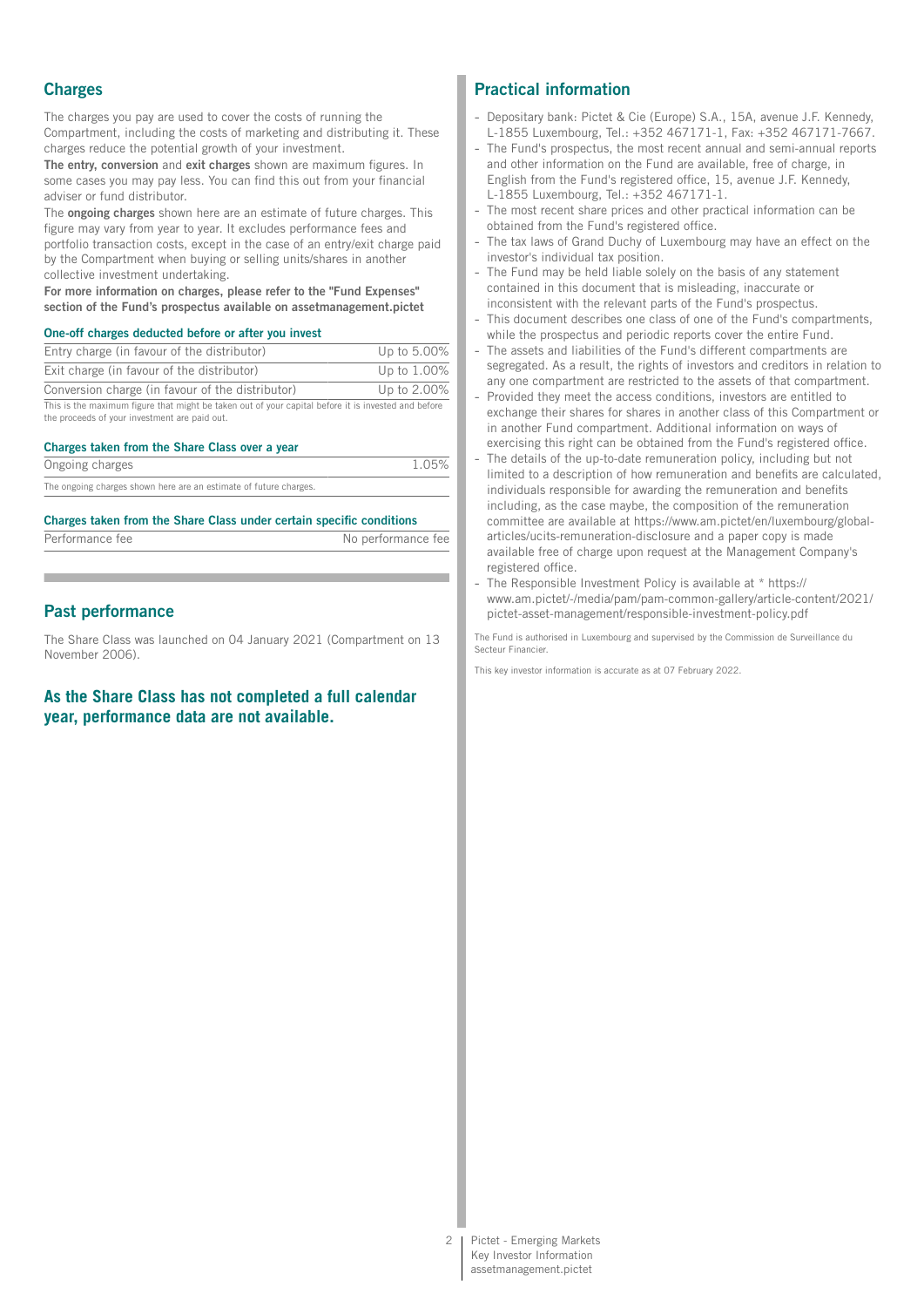## Charges

The charges you pay are used to cover the costs of running the Compartment, including the costs of marketing and distributing it. These charges reduce the potential growth of your investment.

**The entry, conversion** and **exit charges** shown are maximum figures. In some cases you may pay less. You can find this out from your financial adviser or fund distributor.

The **ongoing charges** shown here are an estimate of future charges. This figure may vary from year to year. It excludes performance fees and portfolio transaction costs, except in the case of an entry/exit charge paid by the Compartment when buying or selling units/shares in another collective investment undertaking.

**For more information on charges, please refer to the "Fund Expenses" section of the Fund's prospectus available on assetmanagement.pictet**

**One-off charges deducted before or after you invest**

| | |
|---|---|
| Entry charge (in favour of the distributor) | Up to 5.00% |
| Exit charge (in favour of the distributor) | Up to 1.00% |
| Conversion charge (in favour of the distributor) | Up to 2.00% |

This is the maximum figure that might be taken out of your capital before it is invested and before the proceeds of your investment are paid out.

**Charges taken from the Share Class over a year**

| | |
|---|---|
| Ongoing charges | 1.05% |

The ongoing charges shown here are an estimate of future charges.

**Charges taken from the Share Class under certain specific conditions**

| | |
|---|---|
| Performance fee | No performance fee |

## Past performance

The Share Class was launched on 04 January 2021 (Compartment on 13 November 2006).

### As the Share Class has not completed a full calendar year, performance data are not available.

## Practical information

- Depositary bank: Pictet & Cie (Europe) S.A., 15A, avenue J.F. Kennedy, L-1855 Luxembourg, Tel.: +352 467171-1, Fax: +352 467171-7667.
- The Fund's prospectus, the most recent annual and semi-annual reports and other information on the Fund are available, free of charge, in English from the Fund's registered office, 15, avenue J.F. Kennedy, L-1855 Luxembourg, Tel.: +352 467171-1.
- The most recent share prices and other practical information can be obtained from the Fund's registered office.
- The tax laws of Grand Duchy of Luxembourg may have an effect on the investor's individual tax position.
- The Fund may be held liable solely on the basis of any statement contained in this document that is misleading, inaccurate or inconsistent with the relevant parts of the Fund's prospectus.
- This document describes one class of one of the Fund's compartments, while the prospectus and periodic reports cover the entire Fund.
- The assets and liabilities of the Fund's different compartments are segregated. As a result, the rights of investors and creditors in relation to any one compartment are restricted to the assets of that compartment.
- Provided they meet the access conditions, investors are entitled to exchange their shares for shares in another class of this Compartment or in another Fund compartment. Additional information on ways of exercising this right can be obtained from the Fund's registered office.
- The details of the up-to-date remuneration policy, including but not limited to a description of how remuneration and benefits are calculated, individuals responsible for awarding the remuneration and benefits including, as the case maybe, the composition of the remuneration committee are available at https://www.am.pictet/en/luxembourg/global-articles/ucits-remuneration-disclosure and a paper copy is made available free of charge upon request at the Management Company's registered office.
- The Responsible Investment Policy is available at * https://www.am.pictet/-/media/pam/pam-common-gallery/article-content/2021/pictet-asset-management/responsible-investment-policy.pdf

The Fund is authorised in Luxembourg and supervised by the Commission de Surveillance du Secteur Financier.

This key investor information is accurate as at 07 February 2022.